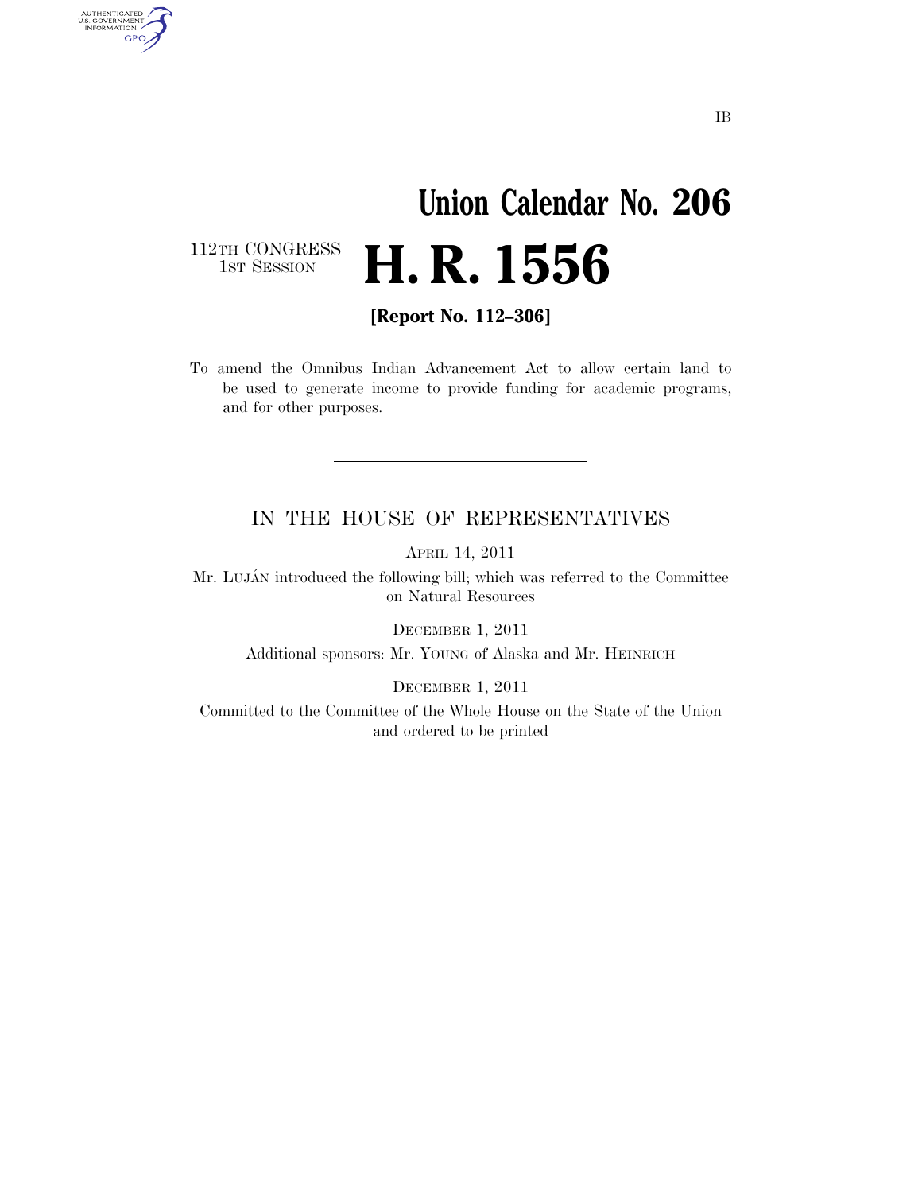IB

# Union Calendar No. 206

112TH CONGRESS
1ST SESSION

# H. R. 1556

**[Report No. 112–306]**

To amend the Omnibus Indian Advancement Act to allow certain land to be used to generate income to provide funding for academic programs, and for other purposes.

---

IN THE HOUSE OF REPRESENTATIVES

APRIL 14, 2011

Mr. LUJÁN introduced the following bill; which was referred to the Committee on Natural Resources

DECEMBER 1, 2011

Additional sponsors: Mr. YOUNG of Alaska and Mr. HEINRICH

DECEMBER 1, 2011

Committed to the Committee of the Whole House on the State of the Union and ordered to be printed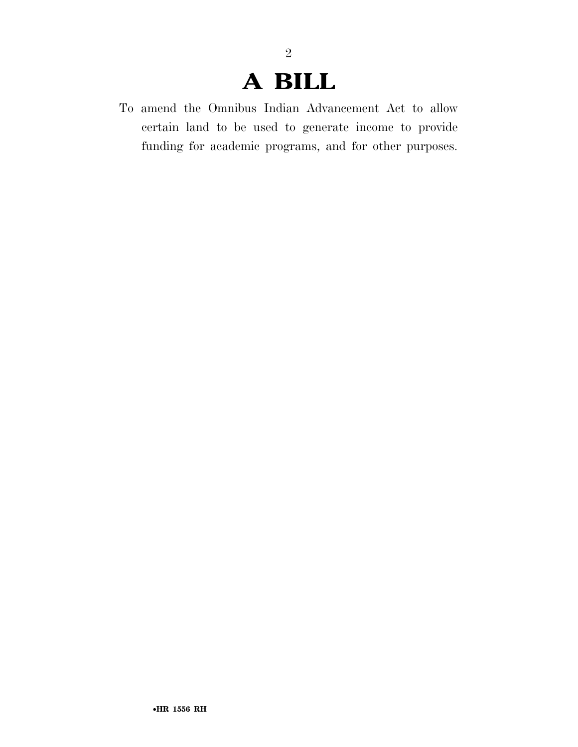# A BILL

To amend the Omnibus Indian Advancement Act to allow certain land to be used to generate income to provide funding for academic programs, and for other purposes.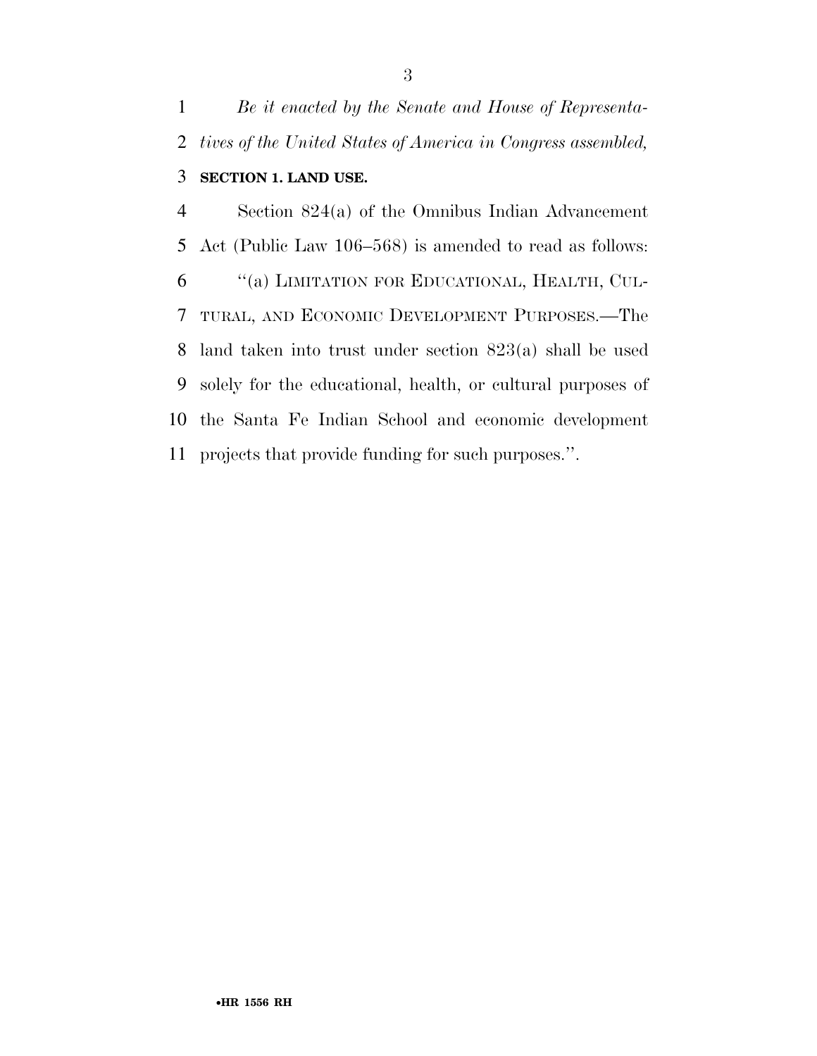*Be it enacted by the Senate and House of Representatives of the United States of America in Congress assembled,*

**SECTION 1. LAND USE.**

Section 824(a) of the Omnibus Indian Advancement Act (Public Law 106–568) is amended to read as follows:

''(a) LIMITATION FOR EDUCATIONAL, HEALTH, CULTURAL, AND ECONOMIC DEVELOPMENT PURPOSES.—The land taken into trust under section 823(a) shall be used solely for the educational, health, or cultural purposes of the Santa Fe Indian School and economic development projects that provide funding for such purposes.''.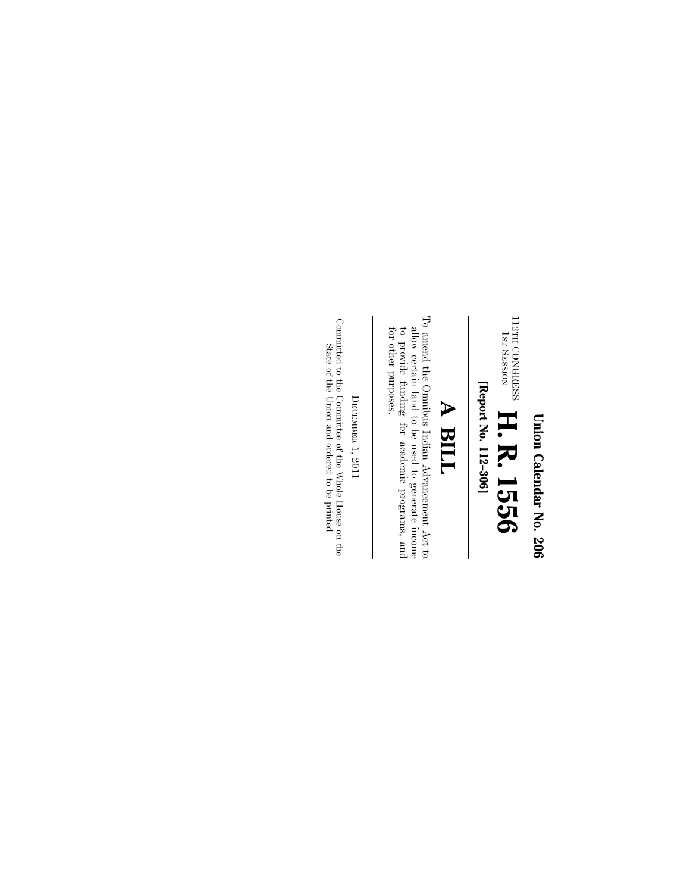**Union Calendar No. 206**

112TH CONGRESS
1ST SESSION

# H. R. 1556

**[Report No. 112–306]**

---

# A BILL

To amend the Omnibus Indian Advancement Act to allow certain land to be used to generate income to provide funding for academic programs, and for other purposes.

---

DECEMBER 1, 2011

Committed to the Committee of the Whole House on the State of the Union and ordered to be printed